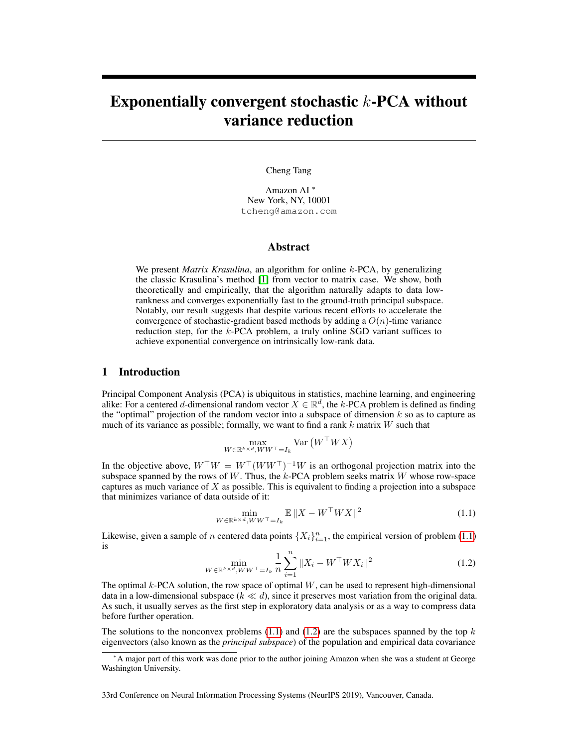# Exponentially convergent stochastic $k$-PCA without variance reduction

Cheng Tang

Amazon AI [*]
New York, NY, 10001
tcheng@amazon.com

## Abstract

We present *Matrix Krasulina*, an algorithm for online $k$-PCA, by generalizing the classic Krasulina's method [1] from vector to matrix case. We show, both theoretically and empirically, that the algorithm naturally adapts to data low-rankness and converges exponentially fast to the ground-truth principal subspace. Notably, our result suggests that despite various recent efforts to accelerate the convergence of stochastic-gradient based methods by adding a $O(n)$-time variance reduction step, for the $k$-PCA problem, a truly online SGD variant suffices to achieve exponential convergence on intrinsically low-rank data.

## 1 Introduction

Principal Component Analysis (PCA) is ubiquitous in statistics, machine learning, and engineering alike: For a centered $d$-dimensional random vector $X \in \mathbb{R}^d$, the $k$-PCA problem is defined as finding the "optimal" projection of the random vector into a subspace of dimension $k$ so as to capture as much of its variance as possible; formally, we want to find a rank $k$ matrix $W$ such that

$$\max_{W \in \mathbb{R}^{k \times d}, WW^\top = I_k} \operatorname{Var}\left(W^\top W X\right)$$

In the objective above, $W^\top W = W^\top (WW^\top)^{-1} W$ is an orthogonal projection matrix into the subspace spanned by the rows of $W$. Thus, the $k$-PCA problem seeks matrix $W$ whose row-space captures as much variance of $X$ as possible. This is equivalent to finding a projection into a subspace that minimizes variance of data outside of it:

$$\min_{W \in \mathbb{R}^{k \times d}, WW^\top = I_k} \mathbb{E}\,\|X - W^\top W X\|^2 \tag{1.1}$$

Likewise, given a sample of $n$ centered data points $\{X_i\}_{i=1}^n$, the empirical version of problem (1.1) is

$$\min_{W \in \mathbb{R}^{k \times d}, WW^\top = I_k} \frac{1}{n} \sum_{i=1}^{n} \|X_i - W^\top W X_i\|^2 \tag{1.2}$$

The optimal $k$-PCA solution, the row space of optimal $W$, can be used to represent high-dimensional data in a low-dimensional subspace ($k \ll d$), since it preserves most variation from the original data. As such, it usually serves as the first step in exploratory data analysis or as a way to compress data before further operation.

The solutions to the nonconvex problems (1.1) and (1.2) are the subspaces spanned by the top $k$ eigenvectors (also known as the *principal subspace*) of the population and empirical data covariance

[*] A major part of this work was done prior to the author joining Amazon when she was a student at George Washington University.

33rd Conference on Neural Information Processing Systems (NeurIPS 2019), Vancouver, Canada.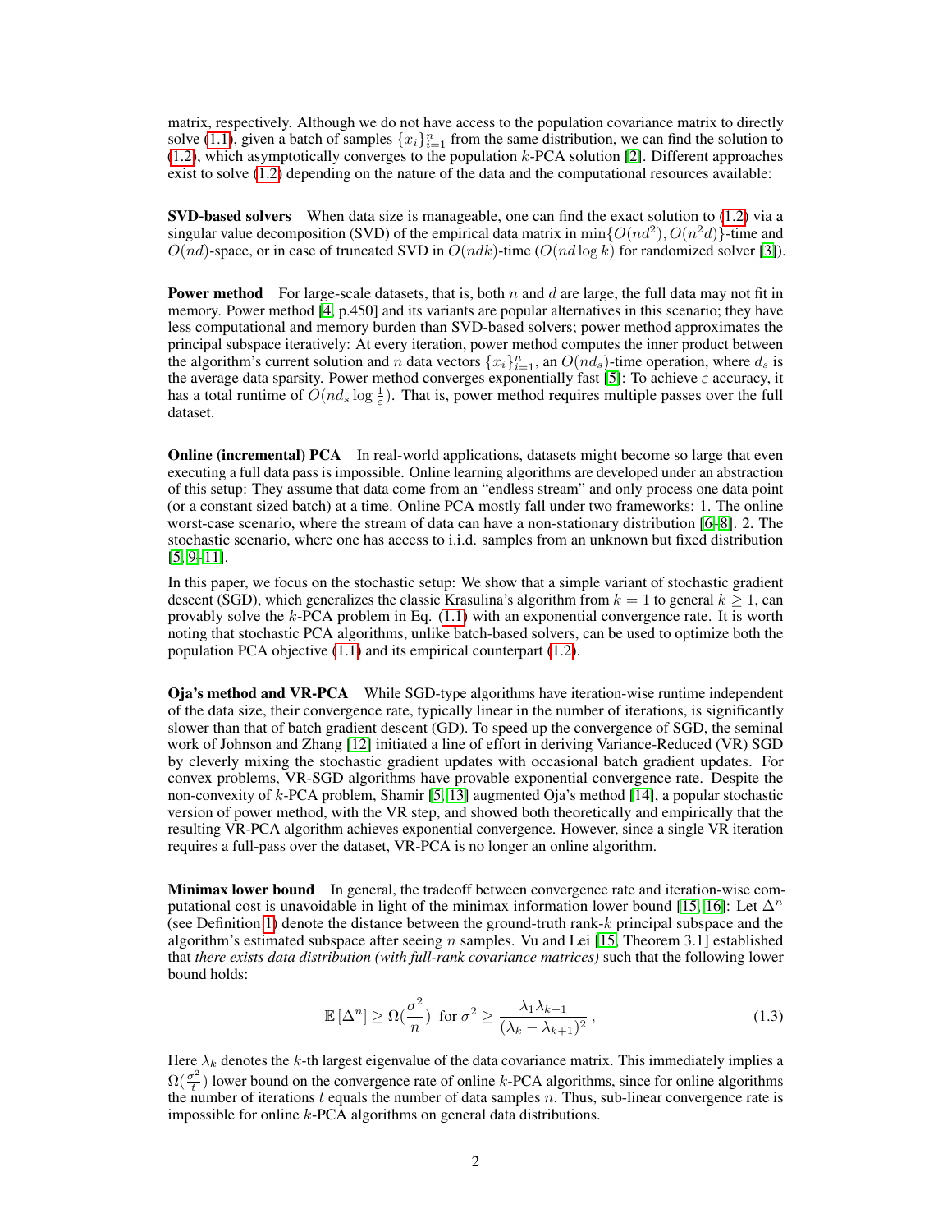matrix, respectively. Although we do not have access to the population covariance matrix to directly solve (1.1), given a batch of samples $\{x_i\}_{i=1}^n$ from the same distribution, we can find the solution to (1.2), which asymptotically converges to the population $k$-PCA solution [2]. Different approaches exist to solve (1.2) depending on the nature of the data and the computational resources available:

**SVD-based solvers** When data size is manageable, one can find the exact solution to (1.2) via a singular value decomposition (SVD) of the empirical data matrix in $\min\{O(nd^2), O(n^2d)\}$-time and $O(nd)$-space, or in case of truncated SVD in $O(ndk)$-time ($O(nd \log k)$ for randomized solver [3]).

**Power method** For large-scale datasets, that is, both $n$ and $d$ are large, the full data may not fit in memory. Power method [4, p.450] and its variants are popular alternatives in this scenario; they have less computational and memory burden than SVD-based solvers; power method approximates the principal subspace iteratively: At every iteration, power method computes the inner product between the algorithm's current solution and $n$ data vectors $\{x_i\}_{i=1}^n$, an $O(nd_s)$-time operation, where $d_s$ is the average data sparsity. Power method converges exponentially fast [5]: To achieve $\varepsilon$ accuracy, it has a total runtime of $O(nd_s \log \frac{1}{\varepsilon})$. That is, power method requires multiple passes over the full dataset.

**Online (incremental) PCA** In real-world applications, datasets might become so large that even executing a full data pass is impossible. Online learning algorithms are developed under an abstraction of this setup: They assume that data come from an "endless stream" and only process one data point (or a constant sized batch) at a time. Online PCA mostly fall under two frameworks: 1. The online worst-case scenario, where the stream of data can have a non-stationary distribution [6–8]. 2. The stochastic scenario, where one has access to i.i.d. samples from an unknown but fixed distribution [5, 9–11].

In this paper, we focus on the stochastic setup: We show that a simple variant of stochastic gradient descent (SGD), which generalizes the classic Krasulina's algorithm from $k = 1$ to general $k \geq 1$, can provably solve the $k$-PCA problem in Eq. (1.1) with an exponential convergence rate. It is worth noting that stochastic PCA algorithms, unlike batch-based solvers, can be used to optimize both the population PCA objective (1.1) and its empirical counterpart (1.2).

**Oja's method and VR-PCA** While SGD-type algorithms have iteration-wise runtime independent of the data size, their convergence rate, typically linear in the number of iterations, is significantly slower than that of batch gradient descent (GD). To speed up the convergence of SGD, the seminal work of Johnson and Zhang [12] initiated a line of effort in deriving Variance-Reduced (VR) SGD by cleverly mixing the stochastic gradient updates with occasional batch gradient updates. For convex problems, VR-SGD algorithms have provable exponential convergence rate. Despite the non-convexity of $k$-PCA problem, Shamir [5, 13] augmented Oja's method [14], a popular stochastic version of power method, with the VR step, and showed both theoretically and empirically that the resulting VR-PCA algorithm achieves exponential convergence. However, since a single VR iteration requires a full-pass over the dataset, VR-PCA is no longer an online algorithm.

**Minimax lower bound** In general, the tradeoff between convergence rate and iteration-wise computational cost is unavoidable in light of the minimax information lower bound [15, 16]: Let $\Delta^n$ (see Definition 1) denote the distance between the ground-truth rank-$k$ principal subspace and the algorithm's estimated subspace after seeing $n$ samples. Vu and Lei [15, Theorem 3.1] established that *there exists data distribution (with full-rank covariance matrices)* such that the following lower bound holds:

$$\mathbb{E}\left[\Delta^n\right] \geq \Omega(\frac{\sigma^2}{n}) \;\text{ for } \sigma^2 \geq \frac{\lambda_1 \lambda_{k+1}}{(\lambda_k - \lambda_{k+1})^2}\,, \tag{1.3}$$

Here $\lambda_k$ denotes the $k$-th largest eigenvalue of the data covariance matrix. This immediately implies a $\Omega(\frac{\sigma^2}{t})$ lower bound on the convergence rate of online $k$-PCA algorithms, since for online algorithms the number of iterations $t$ equals the number of data samples $n$. Thus, sub-linear convergence rate is impossible for online $k$-PCA algorithms on general data distributions.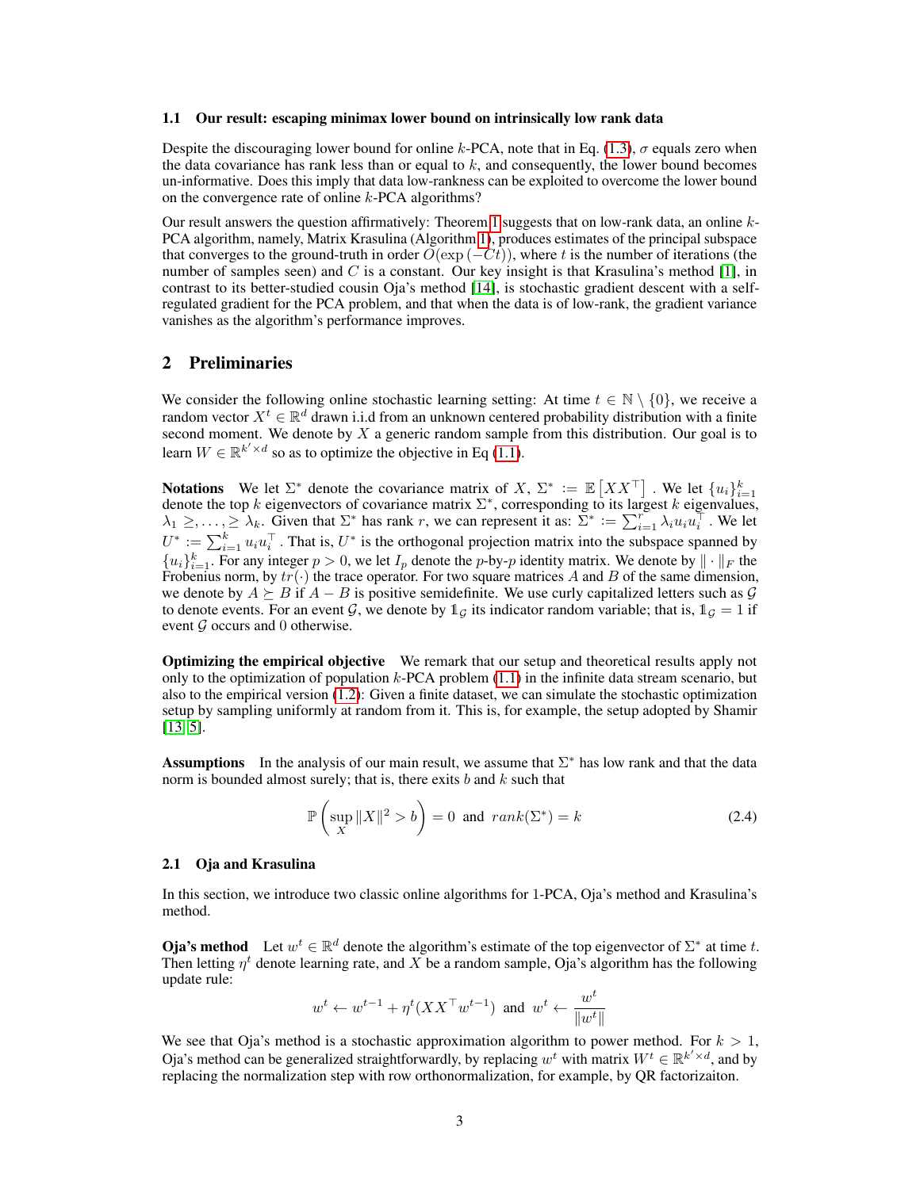### 1.1 Our result: escaping minimax lower bound on intrinsically low rank data

Despite the discouraging lower bound for online $k$-PCA, note that in Eq. (1.3), $\sigma$ equals zero when the data covariance has rank less than or equal to $k$, and consequently, the lower bound becomes un-informative. Does this imply that data low-rankness can be exploited to overcome the lower bound on the convergence rate of online $k$-PCA algorithms?

Our result answers the question affirmatively: Theorem 1 suggests that on low-rank data, an online $k$-PCA algorithm, namely, Matrix Krasulina (Algorithm 1), produces estimates of the principal subspace that converges to the ground-truth in order $O(\exp(-Ct))$, where $t$ is the number of iterations (the number of samples seen) and $C$ is a constant. Our key insight is that Krasulina's method [1], in contrast to its better-studied cousin Oja's method [14], is stochastic gradient descent with a self-regulated gradient for the PCA problem, and that when the data is of low-rank, the gradient variance vanishes as the algorithm's performance improves.

## 2 Preliminaries

We consider the following online stochastic learning setting: At time $t \in \mathbb{N} \setminus \{0\}$, we receive a random vector $X^t \in \mathbb{R}^d$ drawn i.i.d from an unknown centered probability distribution with a finite second moment. We denote by $X$ a generic random sample from this distribution. Our goal is to learn $W \in \mathbb{R}^{k' \times d}$ so as to optimize the objective in Eq (1.1).

**Notations** We let $\Sigma^*$ denote the covariance matrix of $X$, $\Sigma^* := \mathbb{E}\left[XX^\top\right]$. We let $\{u_i\}_{i=1}^k$ denote the top $k$ eigenvectors of covariance matrix $\Sigma^*$, corresponding to its largest $k$ eigenvalues, $\lambda_1 \geq, \ldots, \geq \lambda_k$. Given that $\Sigma^*$ has rank $r$, we can represent it as: $\Sigma^* := \sum_{i=1}^r \lambda_i u_i u_i^\top$. We let $U^* := \sum_{i=1}^k u_i u_i^\top$. That is, $U^*$ is the orthogonal projection matrix into the subspace spanned by $\{u_i\}_{i=1}^k$. For any integer $p > 0$, we let $I_p$ denote the $p$-by-$p$ identity matrix. We denote by $\|\cdot\|_F$ the Frobenius norm, by $tr(\cdot)$ the trace operator. For two square matrices $A$ and $B$ of the same dimension, we denote by $A \succeq B$ if $A - B$ is positive semidefinite. We use curly capitalized letters such as $\mathcal{G}$ to denote events. For an event $\mathcal{G}$, we denote by $\mathbb{1}_{\mathcal{G}}$ its indicator random variable; that is, $\mathbb{1}_{\mathcal{G}} = 1$ if event $\mathcal{G}$ occurs and 0 otherwise.

**Optimizing the empirical objective** We remark that our setup and theoretical results apply not only to the optimization of population $k$-PCA problem (1.1) in the infinite data stream scenario, but also to the empirical version (1.2): Given a finite dataset, we can simulate the stochastic optimization setup by sampling uniformly at random from it. This is, for example, the setup adopted by Shamir [13, 5].

**Assumptions** In the analysis of our main result, we assume that $\Sigma^*$ has low rank and that the data norm is bounded almost surely; that is, there exits $b$ and $k$ such that

$$\mathbb{P}\left(\sup_X \|X\|^2 > b\right) = 0 \text{ and } rank(\Sigma^*) = k \tag{2.4}$$

### 2.1 Oja and Krasulina

In this section, we introduce two classic online algorithms for 1-PCA, Oja's method and Krasulina's method.

**Oja's method** Let $w^t \in \mathbb{R}^d$ denote the algorithm's estimate of the top eigenvector of $\Sigma^*$ at time $t$. Then letting $\eta^t$ denote learning rate, and $X$ be a random sample, Oja's algorithm has the following update rule:

$$w^t \leftarrow w^{t-1} + \eta^t (XX^\top w^{t-1}) \text{ and } w^t \leftarrow \frac{w^t}{\|w^t\|}$$

We see that Oja's method is a stochastic approximation algorithm to power method. For $k > 1$, Oja's method can be generalized straightforwardly, by replacing $w^t$ with matrix $W^t \in \mathbb{R}^{k' \times d}$, and by replacing the normalization step with row orthonormalization, for example, by QR factorizaiton.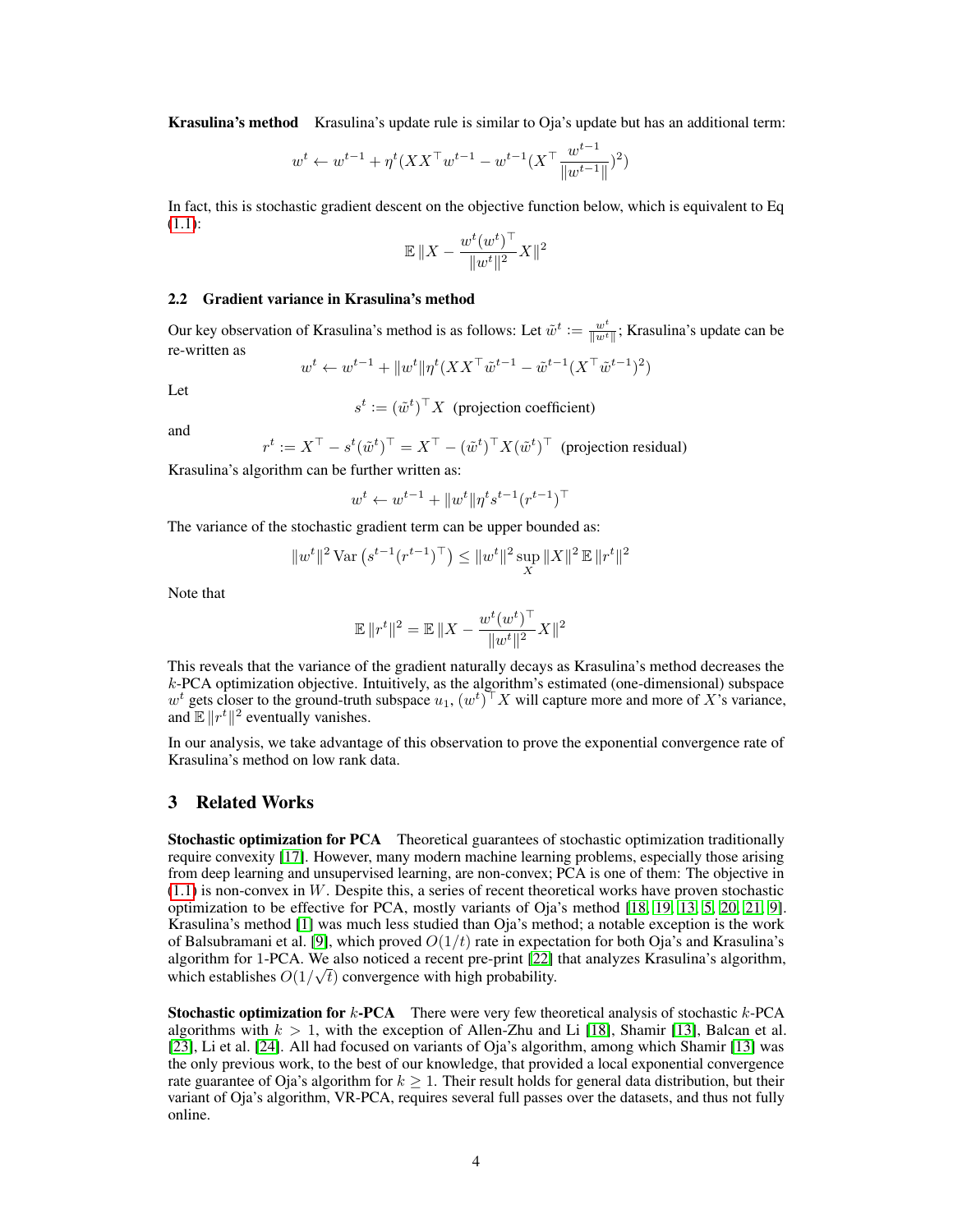**Krasulina's method** Krasulina's update rule is similar to Oja's update but has an additional term:

$$w^t \leftarrow w^{t-1} + \eta^t (XX^\top w^{t-1} - w^{t-1}(X^\top \frac{w^{t-1}}{\|w^{t-1}\|})^2)$$

In fact, this is stochastic gradient descent on the objective function below, which is equivalent to Eq (1.1):

$$\mathbb{E}\,\|X - \frac{w^t(w^t)^\top}{\|w^t\|^2} X\|^2$$

### 2.2 Gradient variance in Krasulina's method

Our key observation of Krasulina's method is as follows: Let $\tilde{w}^t := \frac{w^t}{\|w^t\|}$; Krasulina's update can be re-written as

$$w^t \leftarrow w^{t-1} + \|w^t\|\eta^t (XX^\top \tilde{w}^{t-1} - \tilde{w}^{t-1}(X^\top \tilde{w}^{t-1})^2)$$

Let

$$s^t := (\tilde{w}^t)^\top X \text{ (projection coefficient)}$$

and

$$r^t := X^\top - s^t (\tilde{w}^t)^\top = X^\top - (\tilde{w}^t)^\top X (\tilde{w}^t)^\top \text{ (projection residual)}$$

Krasulina's algorithm can be further written as:

$$w^t \leftarrow w^{t-1} + \|w^t\|\eta^t s^{t-1}(r^{t-1})^\top$$

The variance of the stochastic gradient term can be upper bounded as:

$$\|w^t\|^2 \operatorname{Var}\left(s^{t-1}(r^{t-1})^\top\right) \leq \|w^t\|^2 \sup_X \|X\|^2\, \mathbb{E}\,\|r^t\|^2$$

Note that

$$\mathbb{E}\,\|r^t\|^2 = \mathbb{E}\,\|X - \frac{w^t(w^t)^\top}{\|w^t\|^2} X\|^2$$

This reveals that the variance of the gradient naturally decays as Krasulina's method decreases the $k$-PCA optimization objective. Intuitively, as the algorithm's estimated (one-dimensional) subspace $w^t$ gets closer to the ground-truth subspace $u_1$, $(w^t)^\top X$ will capture more and more of $X$'s variance, and $\mathbb{E}\,\|r^t\|^2$ eventually vanishes.

In our analysis, we take advantage of this observation to prove the exponential convergence rate of Krasulina's method on low rank data.

# 3 Related Works

**Stochastic optimization for PCA** Theoretical guarantees of stochastic optimization traditionally require convexity [17]. However, many modern machine learning problems, especially those arising from deep learning and unsupervised learning, are non-convex; PCA is one of them: The objective in (1.1) is non-convex in $W$. Despite this, a series of recent theoretical works have proven stochastic optimization to be effective for PCA, mostly variants of Oja's method [18, 19, 13, 5, 20, 21, 9]. Krasulina's method [1] was much less studied than Oja's method; a notable exception is the work of Balsubramani et al. [9], which proved $O(1/t)$ rate in expectation for both Oja's and Krasulina's algorithm for 1-PCA. We also noticed a recent pre-print [22] that analyzes Krasulina's algorithm, which establishes $O(1/\sqrt{t})$ convergence with high probability.

**Stochastic optimization for $k$-PCA** There were very few theoretical analysis of stochastic $k$-PCA algorithms with $k > 1$, with the exception of Allen-Zhu and Li [18], Shamir [13], Balcan et al. [23], Li et al. [24]. All had focused on variants of Oja's algorithm, among which Shamir [13] was the only previous work, to the best of our knowledge, that provided a local exponential convergence rate guarantee of Oja's algorithm for $k \geq 1$. Their result holds for general data distribution, but their variant of Oja's algorithm, VR-PCA, requires several full passes over the datasets, and thus not fully online.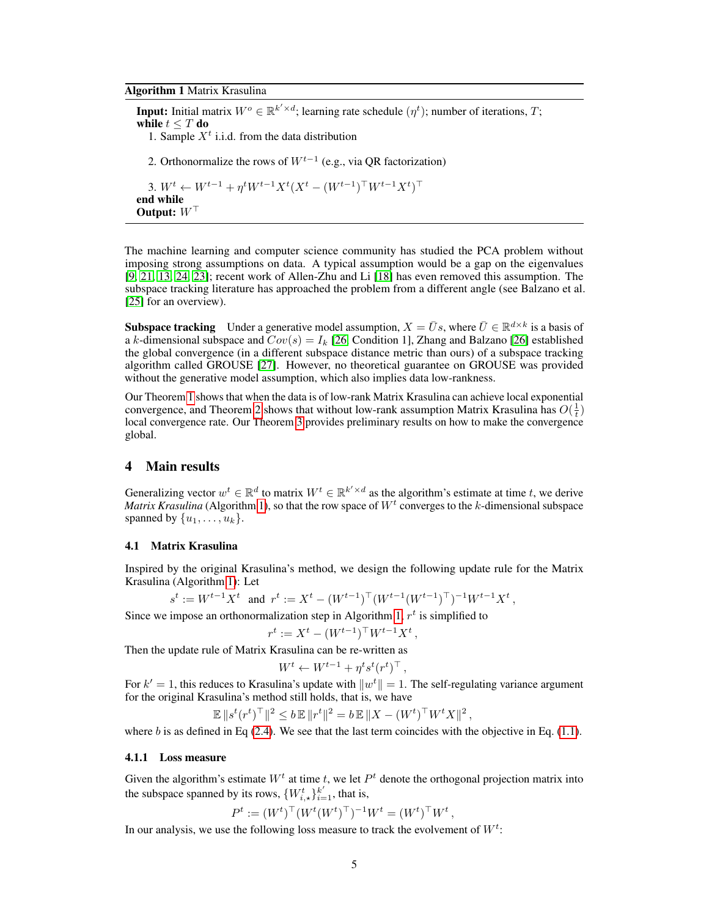**Algorithm 1** Matrix Krasulina

**Input:** Initial matrix $W^o \in \mathbb{R}^{k' \times d}$; learning rate schedule $(\eta^t)$; number of iterations, $T$;
**while** $t \leq T$ **do**
  1. Sample $X^t$ i.i.d. from the data distribution

  2. Orthonormalize the rows of $W^{t-1}$ (e.g., via QR factorization)

  3. $W^t \leftarrow W^{t-1} + \eta^t W^{t-1} X^t (X^t - (W^{t-1})^\top W^{t-1} X^t)^\top$
**end while**
**Output:** $W^\top$

The machine learning and computer science community has studied the PCA problem without imposing strong assumptions on data. A typical assumption would be a gap on the eigenvalues [9, 21, 13, 24, 23]; recent work of Allen-Zhu and Li [18] has even removed this assumption. The subspace tracking literature has approached the problem from a different angle (see Balzano et al. [25] for an overview).

**Subspace tracking** Under a generative model assumption, $X = \bar{U}s$, where $\bar{U} \in \mathbb{R}^{d \times k}$ is a basis of a $k$-dimensional subspace and $Cov(s) = I_k$ [26, Condition 1], Zhang and Balzano [26] established the global convergence (in a different subspace distance metric than ours) of a subspace tracking algorithm called GROUSE [27]. However, no theoretical guarantee on GROUSE was provided without the generative model assumption, which also implies data low-rankness.

Our Theorem 1 shows that when the data is of low-rank Matrix Krasulina can achieve local exponential convergence, and Theorem 2 shows that without low-rank assumption Matrix Krasulina has $O(\frac{1}{t})$ local convergence rate. Our Theorem 3 provides preliminary results on how to make the convergence global.

## 4 Main results

Generalizing vector $w^t \in \mathbb{R}^d$ to matrix $W^t \in \mathbb{R}^{k' \times d}$ as the algorithm's estimate at time $t$, we derive *Matrix Krasulina* (Algorithm 1), so that the row space of $W^t$ converges to the $k$-dimensional subspace spanned by $\{u_1, \ldots, u_k\}$.

### 4.1 Matrix Krasulina

Inspired by the original Krasulina's method, we design the following update rule for the Matrix Krasulina (Algorithm 1): Let

$$s^t := W^{t-1} X^t \quad \text{and} \quad r^t := X^t - (W^{t-1})^\top (W^{t-1}(W^{t-1})^\top)^{-1} W^{t-1} X^t \,,$$

Since we impose an orthonormalization step in Algorithm 1, $r^t$ is simplified to

$$r^t := X^t - (W^{t-1})^\top W^{t-1} X^t \,,$$

Then the update rule of Matrix Krasulina can be re-written as

$$W^t \leftarrow W^{t-1} + \eta^t s^t (r^t)^\top \,,$$

For $k' = 1$, this reduces to Krasulina's update with $\|w^t\| = 1$. The self-regulating variance argument for the original Krasulina's method still holds, that is, we have

$$\mathbb{E}\, \|s^t (r^t)^\top\|^2 \leq b\, \mathbb{E}\, \|r^t\|^2 = b\, \mathbb{E}\, \|X - (W^t)^\top W^t X\|^2 \,,$$

where $b$ is as defined in Eq (2.4). We see that the last term coincides with the objective in Eq. (1.1).

#### 4.1.1 Loss measure

Given the algorithm's estimate $W^t$ at time $t$, we let $P^t$ denote the orthogonal projection matrix into the subspace spanned by its rows, $\{W^t_{i,\star}\}_{i=1}^{k'}$, that is,

$$P^t := (W^t)^\top (W^t (W^t)^\top)^{-1} W^t = (W^t)^\top W^t \,,$$

In our analysis, we use the following loss measure to track the evolvement of $W^t$: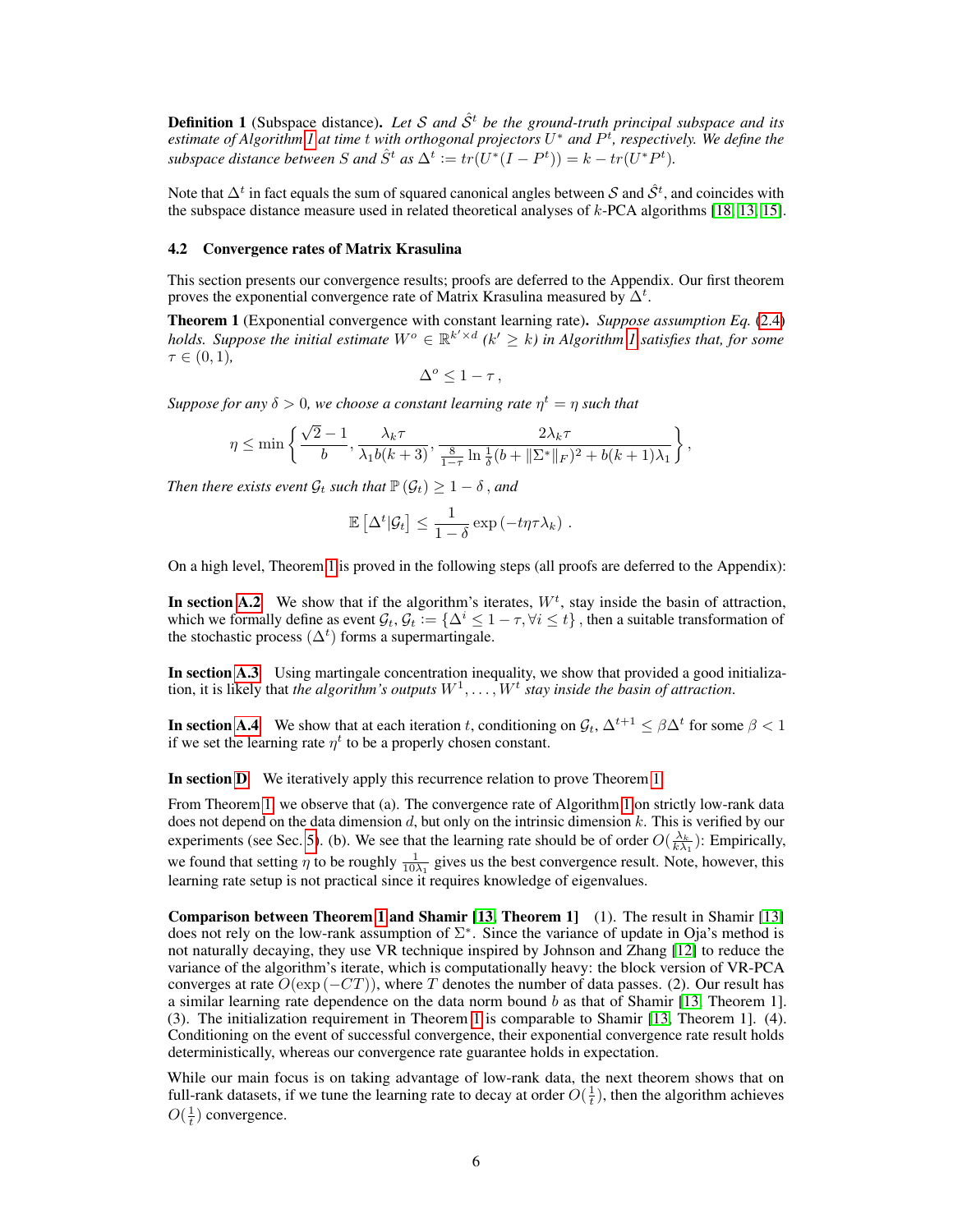**Definition 1** (Subspace distance). *Let $\mathcal{S}$ and $\hat{\mathcal{S}}^t$ be the ground-truth principal subspace and its estimate of Algorithm 1 at time $t$ with orthogonal projectors $U^*$ and $P^t$, respectively. We define the subspace distance between $S$ and $\hat{S}^t$ as $\Delta^t := tr(U^*(I - P^t)) = k - tr(U^* P^t)$.*

Note that $\Delta^t$ in fact equals the sum of squared canonical angles between $\mathcal{S}$ and $\hat{\mathcal{S}}^t$, and coincides with the subspace distance measure used in related theoretical analyses of $k$-PCA algorithms [18, 13, 15].

### 4.2 Convergence rates of Matrix Krasulina

This section presents our convergence results; proofs are deferred to the Appendix. Our first theorem proves the exponential convergence rate of Matrix Krasulina measured by $\Delta^t$.

**Theorem 1** (Exponential convergence with constant learning rate). *Suppose assumption Eq. (2.4) holds. Suppose the initial estimate $W^o \in \mathbb{R}^{k' \times d}$ ($k' \geq k$) in Algorithm 1 satisfies that, for some $\tau \in (0, 1)$,*

$$\Delta^o \leq 1 - \tau \,,$$

*Suppose for any $\delta > 0$, we choose a constant learning rate $\eta^t = \eta$ such that*

$$\eta \leq \min \left\{ \frac{\sqrt{2} - 1}{b}, \frac{\lambda_k \tau}{\lambda_1 b(k+3)}, \frac{2\lambda_k \tau}{\frac{8}{1-\tau} \ln \frac{1}{\delta}(b + \|\Sigma^*\|_F)^2 + b(k+1)\lambda_1} \right\},$$

*Then there exists event $\mathcal{G}_t$ such that $\mathbb{P}(\mathcal{G}_t) \geq 1 - \delta$ , and*

$$\mathbb{E}\left[\Delta^t | \mathcal{G}_t\right] \leq \frac{1}{1-\delta} \exp\left(-t\eta\tau\lambda_k\right) \,.$$

On a high level, Theorem 1 is proved in the following steps (all proofs are deferred to the Appendix):

**In section A.2** We show that if the algorithm's iterates, $W^t$, stay inside the basin of attraction, which we formally define as event $\mathcal{G}_t$, $\mathcal{G}_t := \{\Delta^i \leq 1 - \tau, \forall i \leq t\}$ , then a suitable transformation of the stochastic process $(\Delta^t)$ forms a supermartingale.

**In section A.3** Using martingale concentration inequality, we show that provided a good initialization, it is likely that *the algorithm's outputs $W^1, \ldots, W^t$ stay inside the basin of attraction*.

**In section A.4** We show that at each iteration $t$, conditioning on $\mathcal{G}_t$, $\Delta^{t+1} \leq \beta \Delta^t$ for some $\beta < 1$ if we set the learning rate $\eta^t$ to be a properly chosen constant.

**In section D** We iteratively apply this recurrence relation to prove Theorem 1.

From Theorem 1, we observe that (a). The convergence rate of Algorithm 1 on strictly low-rank data does not depend on the data dimension $d$, but only on the intrinsic dimension $k$. This is verified by our experiments (see Sec. 5). (b). We see that the learning rate should be of order $O(\frac{\lambda_k}{k\lambda_1})$: Empirically, we found that setting $\eta$ to be roughly $\frac{1}{10\lambda_1}$ gives us the best convergence result. Note, however, this learning rate setup is not practical since it requires knowledge of eigenvalues.

**Comparison between Theorem 1 and Shamir [13, Theorem 1]** (1). The result in Shamir [13] does not rely on the low-rank assumption of $\Sigma^*$. Since the variance of update in Oja's method is not naturally decaying, they use VR technique inspired by Johnson and Zhang [12] to reduce the variance of the algorithm's iterate, which is computationally heavy: the block version of VR-PCA converges at rate $O(\exp(-CT))$, where $T$ denotes the number of data passes. (2). Our result has a similar learning rate dependence on the data norm bound $b$ as that of Shamir [13, Theorem 1]. (3). The initialization requirement in Theorem 1 is comparable to Shamir [13, Theorem 1]. (4). Conditioning on the event of successful convergence, their exponential convergence rate result holds deterministically, whereas our convergence rate guarantee holds in expectation.

While our main focus is on taking advantage of low-rank data, the next theorem shows that on full-rank datasets, if we tune the learning rate to decay at order $O(\frac{1}{t})$, then the algorithm achieves $O(\frac{1}{t})$ convergence.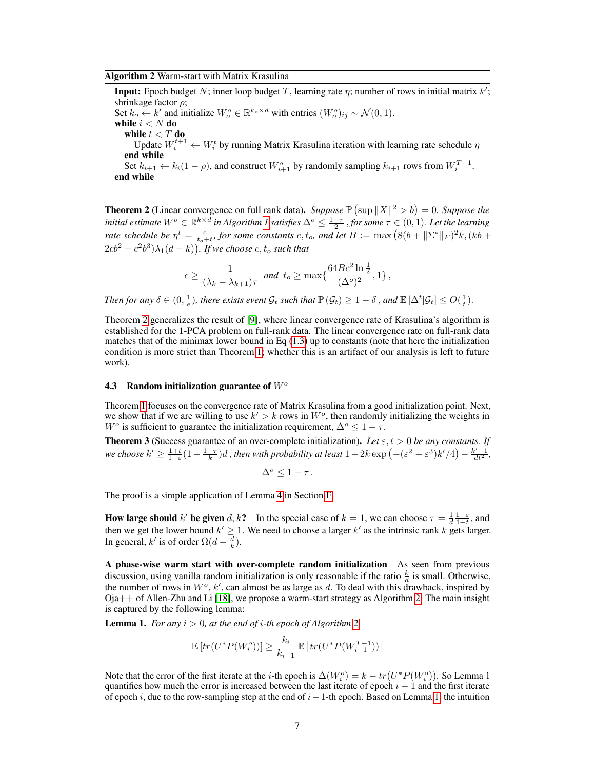**Algorithm 2** Warm-start with Matrix Krasulina

**Input:** Epoch budget $N$; inner loop budget $T$, learning rate $\eta$; number of rows in initial matrix $k'$; shrinkage factor $\rho$;
Set $k_o \leftarrow k'$ and initialize $W_o^o \in \mathbb{R}^{k_o \times d}$ with entries $(W_o^o)_{ij} \sim \mathcal{N}(0, 1)$.
**while** $i < N$ **do**
  **while** $t < T$ **do**
    Update $W_i^{t+1} \leftarrow W_i^t$ by running Matrix Krasulina iteration with learning rate schedule $\eta$
  **end while**
  Set $k_{i+1} \leftarrow k_i(1-\rho)$, and construct $W_{i+1}^o$ by randomly sampling $k_{i+1}$ rows from $W_i^{T-1}$.
**end while**

**Theorem 2** (Linear convergence on full rank data). *Suppose $\mathbb{P}\left(\sup \|X\|^2 > b\right) = 0$. Suppose the initial estimate $W^o \in \mathbb{R}^{k \times d}$ in Algorithm 1 satisfies $\Delta^o \leq \frac{1-\tau}{2}$, for some $\tau \in (0, 1)$. Let the learning rate schedule be $\eta^t = \frac{c}{t_o + t}$, for some constants $c, t_o$, and let $B := \max\left(8(b + \|\Sigma^*\|_F)^2 k, (kb + 2cb^2 + c^2b^3)\lambda_1(d-k)\right)$. If we choose $c, t_o$ such that*

$$c \geq \frac{1}{(\lambda_k - \lambda_{k+1})\tau} \;\; \text{and} \;\; t_o \geq \max\{\frac{64Bc^2 \ln \frac{1}{\delta}}{(\Delta^o)^2}, 1\},$$

*Then for any $\delta \in (0, \frac{1}{e})$, there exists event $\mathcal{G}_t$ such that $\mathbb{P}(\mathcal{G}_t) \geq 1 - \delta$, and $\mathbb{E}\left[\Delta^t | \mathcal{G}_t\right] \leq O(\frac{1}{t})$.*

Theorem 2 generalizes the result of [9], where linear convergence rate of Krasulina's algorithm is established for the 1-PCA problem on full-rank data. The linear convergence rate on full-rank data matches that of the minimax lower bound in Eq (1.3) up to constants (note that here the initialization condition is more strict than Theorem 1; whether this is an artifact of our analysis is left to future work).

### 4.3 Random initialization guarantee of $W^o$

Theorem 1 focuses on the convergence rate of Matrix Krasulina from a good initialization point. Next, we show that if we are willing to use $k' > k$ rows in $W^o$, then randomly initializing the weights in $W^o$ is sufficient to guarantee the initialization requirement, $\Delta^o \leq 1 - \tau$.

**Theorem 3** (Success guarantee of an over-complete initialization). *Let $\varepsilon, t > 0$ be any constants. If we choose $k' \geq \frac{1+t}{1-\varepsilon}(1 - \frac{1-\tau}{k})d$, then with probability at least $1 - 2k\exp\left(-(\varepsilon^2 - \varepsilon^3)k'/4\right) - \frac{k'+1}{dt^2}$,*

$$\Delta^o \leq 1 - \tau\,.$$

The proof is a simple application of Lemma 4 in Section F.

**How large should $k'$ be given $d, k$?** In the special case of $k = 1$, we can choose $\tau = \frac{1}{d}\frac{1-\varepsilon}{1+t}$, and then we get the lower bound $k' \geq 1$. We need to choose a larger $k'$ as the intrinsic rank $k$ gets larger. In general, $k'$ is of order $\Omega(d - \frac{d}{k})$.

**A phase-wise warm start with over-complete random initialization** As seen from previous discussion, using vanilla random initialization is only reasonable if the ratio $\frac{k}{d}$ is small. Otherwise, the number of rows in $W^o$, $k'$, can almost be as large as $d$. To deal with this drawback, inspired by Oja++ of Allen-Zhu and Li [18], we propose a warm-start strategy as Algorithm 2. The main insight is captured by the following lemma:

**Lemma 1.** *For any $i > 0$, at the end of $i$-th epoch of Algorithm 2*

$$\mathbb{E}\left[tr(U^* P(W_i^o))\right] \geq \frac{k_i}{k_{i-1}}\,\mathbb{E}\left[tr(U^* P(W_{i-1}^{T-1}))\right]$$

Note that the error of the first iterate at the $i$-th epoch is $\Delta(W_i^o) = k - tr(U^* P(W_i^o))$. So Lemma 1 quantifies how much the error is increased between the last iterate of epoch $i-1$ and the first iterate of epoch $i$, due to the row-sampling step at the end of $i-1$-th epoch. Based on Lemma 1, the intuition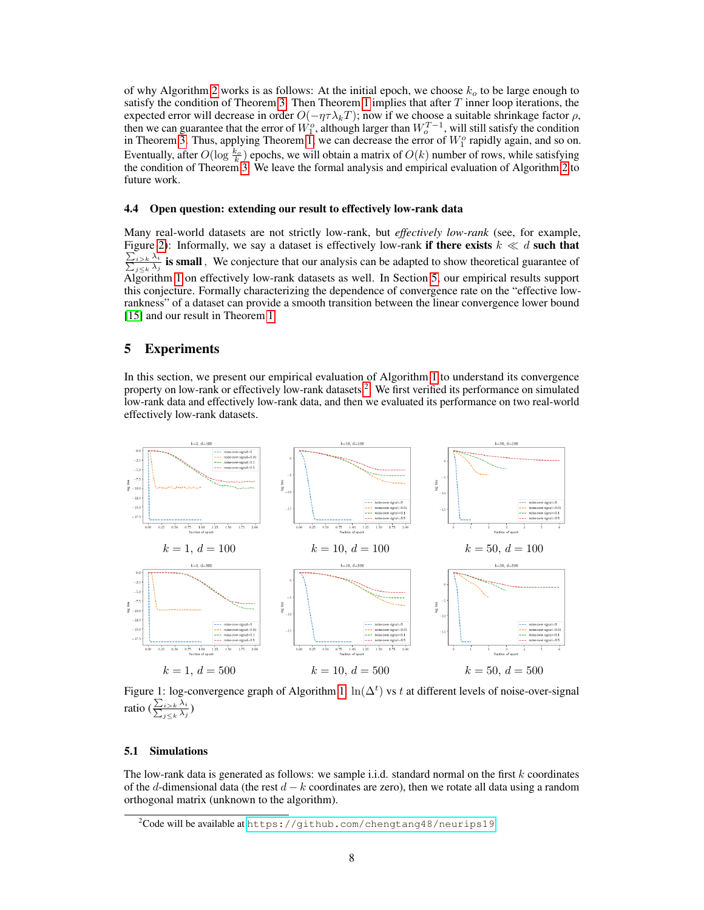of why Algorithm 2 works is as follows: At the initial epoch, we choose $k_o$ to be large enough to satisfy the condition of Theorem 3. Then Theorem 1 implies that after $T$ inner loop iterations, the expected error will decrease in order $O(-\eta\tau\lambda_k T)$; now if we choose a suitable shrinkage factor $\rho$, then we can guarantee that the error of $W_1^o$, although larger than $W_o^{T-1}$, will still satisfy the condition in Theorem 3. Thus, applying Theorem 1, we can decrease the error of $W_1^o$ rapidly again, and so on. Eventually, after $O(\log \frac{k_o}{k})$ epochs, we will obtain a matrix of $O(k)$ number of rows, while satisfying the condition of Theorem 3. We leave the formal analysis and empirical evaluation of Algorithm 2 to future work.

### 4.4 Open question: extending our result to effectively low-rank data

Many real-world datasets are not strictly low-rank, but *effectively low-rank* (see, for example, Figure 2): Informally, we say a dataset is effectively low-rank **if there exists** $k \ll d$ **such that** $\frac{\sum_{i>k}\lambda_i}{\sum_{j\le k}\lambda_j}$ **is small**. We conjecture that our analysis can be adapted to show theoretical guarantee of Algorithm 1 on effectively low-rank datasets as well. In Section 5, our empirical results support this conjecture. Formally characterizing the dependence of convergence rate on the "effective low-rankness" of a dataset can provide a smooth transition between the linear convergence lower bound [15] and our result in Theorem 1.

## 5 Experiments

In this section, we present our empirical evaluation of Algorithm 1 to understand its convergence property on low-rank or effectively low-rank datasets[2]. We first verified its performance on simulated low-rank data and effectively low-rank data, and then we evaluated its performance on two real-world effectively low-rank datasets.

$k = 1,\ d = 100$ $\quad$ $k = 10,\ d = 100$ $\quad$ $k = 50,\ d = 100$

$k = 1,\ d = 500$ $\quad$ $k = 10,\ d = 500$ $\quad$ $k = 50,\ d = 500$

Figure 1: log-convergence graph of Algorithm 1: $\ln(\Delta^t)$ vs $t$ at different levels of noise-over-signal ratio ($\frac{\sum_{i>k}\lambda_i}{\sum_{j\le k}\lambda_j}$)

### 5.1 Simulations

The low-rank data is generated as follows: we sample i.i.d. standard normal on the first $k$ coordinates of the $d$-dimensional data (the rest $d-k$ coordinates are zero), then we rotate all data using a random orthogonal matrix (unknown to the algorithm).

[2] Code will be available at https://github.com/chengtang48/neurips19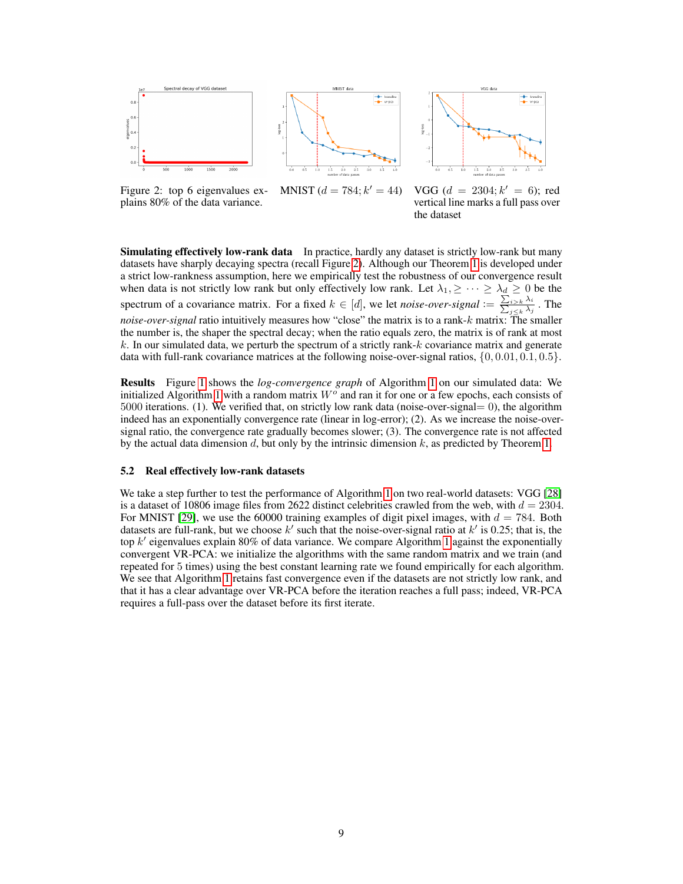Figure 2: top 6 eigenvalues explains 80% of the data variance.

MNIST ($d = 784; k' = 44$)

VGG ($d = 2304; k' = 6$); red vertical line marks a full pass over the dataset

**Simulating effectively low-rank data** In practice, hardly any dataset is strictly low-rank but many datasets have sharply decaying spectra (recall Figure 2). Although our Theorem 1 is developed under a strict low-rankness assumption, here we empirically test the robustness of our convergence result when data is not strictly low rank but only effectively low rank. Let $\lambda_1, \geq \cdots \geq \lambda_d \geq 0$ be the spectrum of a covariance matrix. For a fixed $k \in [d]$, we let *noise-over-signal* $:= \frac{\sum_{i>k} \lambda_i}{\sum_{j \leq k} \lambda_j}$. The *noise-over-signal* ratio intuitively measures how "close" the matrix is to a rank-$k$ matrix: The smaller the number is, the shaper the spectral decay; when the ratio equals zero, the matrix is of rank at most $k$. In our simulated data, we perturb the spectrum of a strictly rank-$k$ covariance matrix and generate data with full-rank covariance matrices at the following noise-over-signal ratios, $\{0, 0.01, 0.1, 0.5\}$.

**Results** Figure 1 shows the *log-convergence graph* of Algorithm 1 on our simulated data: We initialized Algorithm 1 with a random matrix $W^o$ and ran it for one or a few epochs, each consists of 5000 iterations. (1). We verified that, on strictly low rank data (noise-over-signal= 0), the algorithm indeed has an exponentially convergence rate (linear in log-error); (2). As we increase the noise-over-signal ratio, the convergence rate gradually becomes slower; (3). The convergence rate is not affected by the actual data dimension $d$, but only by the intrinsic dimension $k$, as predicted by Theorem 1.

### 5.2 Real effectively low-rank datasets

We take a step further to test the performance of Algorithm 1 on two real-world datasets: VGG [28] is a dataset of 10806 image files from 2622 distinct celebrities crawled from the web, with $d = 2304$. For MNIST [29], we use the 60000 training examples of digit pixel images, with $d = 784$. Both datasets are full-rank, but we choose $k'$ such that the noise-over-signal ratio at $k'$ is 0.25; that is, the top $k'$ eigenvalues explain 80% of data variance. We compare Algorithm 1 against the exponentially convergent VR-PCA: we initialize the algorithms with the same random matrix and we train (and repeated for 5 times) using the best constant learning rate we found empirically for each algorithm. We see that Algorithm 1 retains fast convergence even if the datasets are not strictly low rank, and that it has a clear advantage over VR-PCA before the iteration reaches a full pass; indeed, VR-PCA requires a full-pass over the dataset before its first iterate.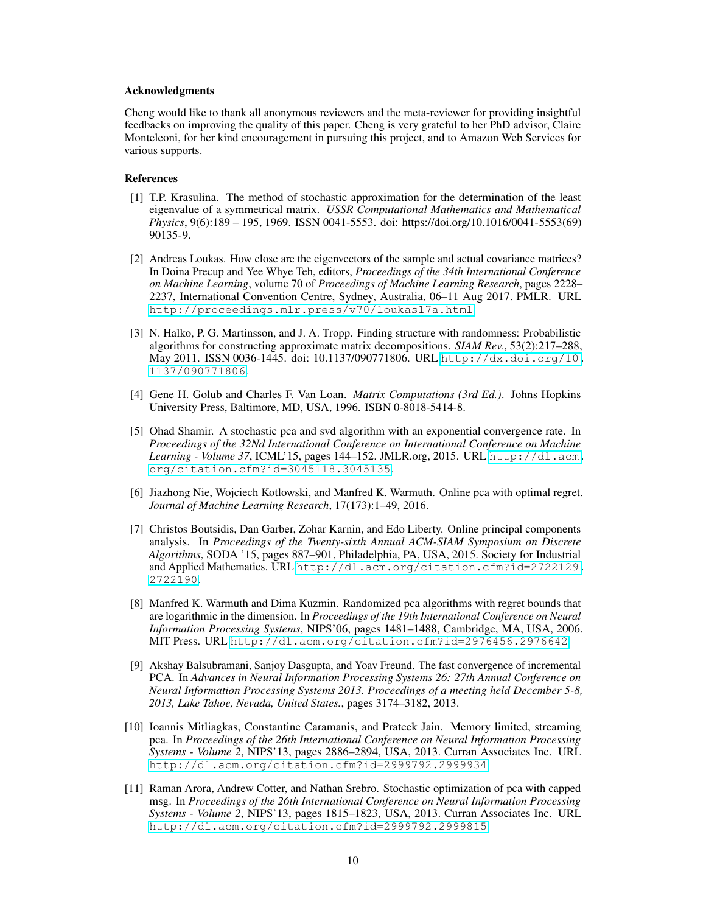### Acknowledgments

Cheng would like to thank all anonymous reviewers and the meta-reviewer for providing insightful feedbacks on improving the quality of this paper. Cheng is very grateful to her PhD advisor, Claire Monteleoni, for her kind encouragement in pursuing this project, and to Amazon Web Services for various supports.

### References

[1] T.P. Krasulina. The method of stochastic approximation for the determination of the least eigenvalue of a symmetrical matrix. *USSR Computational Mathematics and Mathematical Physics*, 9(6):189 – 195, 1969. ISSN 0041-5553. doi: https://doi.org/10.1016/0041-5553(69)90135-9.

[2] Andreas Loukas. How close are the eigenvectors of the sample and actual covariance matrices? In Doina Precup and Yee Whye Teh, editors, *Proceedings of the 34th International Conference on Machine Learning*, volume 70 of *Proceedings of Machine Learning Research*, pages 2228–2237, International Convention Centre, Sydney, Australia, 06–11 Aug 2017. PMLR. URL http://proceedings.mlr.press/v70/loukas17a.html.

[3] N. Halko, P. G. Martinsson, and J. A. Tropp. Finding structure with randomness: Probabilistic algorithms for constructing approximate matrix decompositions. *SIAM Rev.*, 53(2):217–288, May 2011. ISSN 0036-1445. doi: 10.1137/090771806. URL http://dx.doi.org/10.1137/090771806.

[4] Gene H. Golub and Charles F. Van Loan. *Matrix Computations (3rd Ed.)*. Johns Hopkins University Press, Baltimore, MD, USA, 1996. ISBN 0-8018-5414-8.

[5] Ohad Shamir. A stochastic pca and svd algorithm with an exponential convergence rate. In *Proceedings of the 32Nd International Conference on International Conference on Machine Learning - Volume 37*, ICML'15, pages 144–152. JMLR.org, 2015. URL http://dl.acm.org/citation.cfm?id=3045118.3045135.

[6] Jiazhong Nie, Wojciech Kotlowski, and Manfred K. Warmuth. Online pca with optimal regret. *Journal of Machine Learning Research*, 17(173):1–49, 2016.

[7] Christos Boutsidis, Dan Garber, Zohar Karnin, and Edo Liberty. Online principal components analysis. In *Proceedings of the Twenty-sixth Annual ACM-SIAM Symposium on Discrete Algorithms*, SODA '15, pages 887–901, Philadelphia, PA, USA, 2015. Society for Industrial and Applied Mathematics. URL http://dl.acm.org/citation.cfm?id=2722129.2722190.

[8] Manfred K. Warmuth and Dima Kuzmin. Randomized pca algorithms with regret bounds that are logarithmic in the dimension. In *Proceedings of the 19th International Conference on Neural Information Processing Systems*, NIPS'06, pages 1481–1488, Cambridge, MA, USA, 2006. MIT Press. URL http://dl.acm.org/citation.cfm?id=2976456.2976642.

[9] Akshay Balsubramani, Sanjoy Dasgupta, and Yoav Freund. The fast convergence of incremental PCA. In *Advances in Neural Information Processing Systems 26: 27th Annual Conference on Neural Information Processing Systems 2013. Proceedings of a meeting held December 5-8, 2013, Lake Tahoe, Nevada, United States.*, pages 3174–3182, 2013.

[10] Ioannis Mitliagkas, Constantine Caramanis, and Prateek Jain. Memory limited, streaming pca. In *Proceedings of the 26th International Conference on Neural Information Processing Systems - Volume 2*, NIPS'13, pages 2886–2894, USA, 2013. Curran Associates Inc. URL http://dl.acm.org/citation.cfm?id=2999792.2999934.

[11] Raman Arora, Andrew Cotter, and Nathan Srebro. Stochastic optimization of pca with capped msg. In *Proceedings of the 26th International Conference on Neural Information Processing Systems - Volume 2*, NIPS'13, pages 1815–1823, USA, 2013. Curran Associates Inc. URL http://dl.acm.org/citation.cfm?id=2999792.2999815.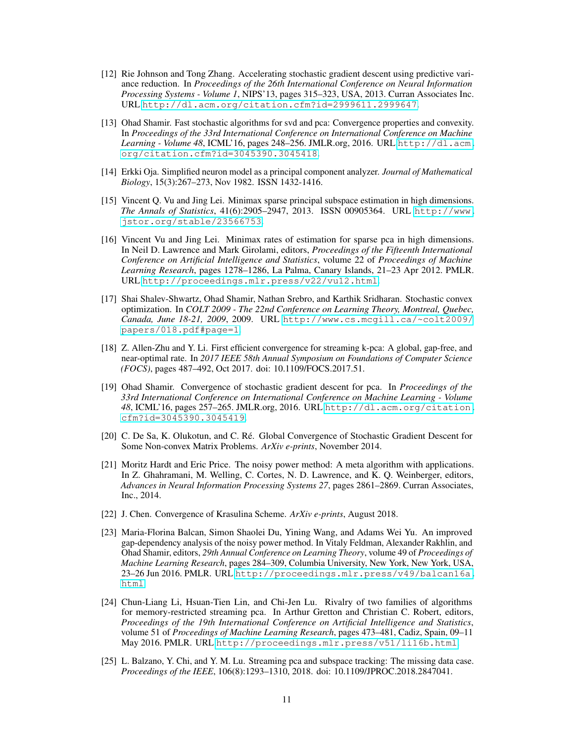[12] Rie Johnson and Tong Zhang. Accelerating stochastic gradient descent using predictive variance reduction. In *Proceedings of the 26th International Conference on Neural Information Processing Systems - Volume 1*, NIPS'13, pages 315–323, USA, 2013. Curran Associates Inc. URL http://dl.acm.org/citation.cfm?id=2999611.2999647.

[13] Ohad Shamir. Fast stochastic algorithms for svd and pca: Convergence properties and convexity. In *Proceedings of the 33rd International Conference on International Conference on Machine Learning - Volume 48*, ICML'16, pages 248–256. JMLR.org, 2016. URL http://dl.acm.org/citation.cfm?id=3045390.3045418.

[14] Erkki Oja. Simplified neuron model as a principal component analyzer. *Journal of Mathematical Biology*, 15(3):267–273, Nov 1982. ISSN 1432-1416.

[15] Vincent Q. Vu and Jing Lei. Minimax sparse principal subspace estimation in high dimensions. *The Annals of Statistics*, 41(6):2905–2947, 2013. ISSN 00905364. URL http://www.jstor.org/stable/23566753.

[16] Vincent Vu and Jing Lei. Minimax rates of estimation for sparse pca in high dimensions. In Neil D. Lawrence and Mark Girolami, editors, *Proceedings of the Fifteenth International Conference on Artificial Intelligence and Statistics*, volume 22 of *Proceedings of Machine Learning Research*, pages 1278–1286, La Palma, Canary Islands, 21–23 Apr 2012. PMLR. URL http://proceedings.mlr.press/v22/vu12.html.

[17] Shai Shalev-Shwartz, Ohad Shamir, Nathan Srebro, and Karthik Sridharan. Stochastic convex optimization. In *COLT 2009 - The 22nd Conference on Learning Theory, Montreal, Quebec, Canada, June 18-21, 2009*, 2009. URL http://www.cs.mcgill.ca/~colt2009/papers/018.pdf#page=1.

[18] Z. Allen-Zhu and Y. Li. First efficient convergence for streaming k-pca: A global, gap-free, and near-optimal rate. In *2017 IEEE 58th Annual Symposium on Foundations of Computer Science (FOCS)*, pages 487–492, Oct 2017. doi: 10.1109/FOCS.2017.51.

[19] Ohad Shamir. Convergence of stochastic gradient descent for pca. In *Proceedings of the 33rd International Conference on International Conference on Machine Learning - Volume 48*, ICML'16, pages 257–265. JMLR.org, 2016. URL http://dl.acm.org/citation.cfm?id=3045390.3045419.

[20] C. De Sa, K. Olukotun, and C. Ré. Global Convergence of Stochastic Gradient Descent for Some Non-convex Matrix Problems. *ArXiv e-prints*, November 2014.

[21] Moritz Hardt and Eric Price. The noisy power method: A meta algorithm with applications. In Z. Ghahramani, M. Welling, C. Cortes, N. D. Lawrence, and K. Q. Weinberger, editors, *Advances in Neural Information Processing Systems 27*, pages 2861–2869. Curran Associates, Inc., 2014.

[22] J. Chen. Convergence of Krasulina Scheme. *ArXiv e-prints*, August 2018.

[23] Maria-Florina Balcan, Simon Shaolei Du, Yining Wang, and Adams Wei Yu. An improved gap-dependency analysis of the noisy power method. In Vitaly Feldman, Alexander Rakhlin, and Ohad Shamir, editors, *29th Annual Conference on Learning Theory*, volume 49 of *Proceedings of Machine Learning Research*, pages 284–309, Columbia University, New York, New York, USA, 23–26 Jun 2016. PMLR. URL http://proceedings.mlr.press/v49/balcan16a.html.

[24] Chun-Liang Li, Hsuan-Tien Lin, and Chi-Jen Lu. Rivalry of two families of algorithms for memory-restricted streaming pca. In Arthur Gretton and Christian C. Robert, editors, *Proceedings of the 19th International Conference on Artificial Intelligence and Statistics*, volume 51 of *Proceedings of Machine Learning Research*, pages 473–481, Cadiz, Spain, 09–11 May 2016. PMLR. URL http://proceedings.mlr.press/v51/li16b.html.

[25] L. Balzano, Y. Chi, and Y. M. Lu. Streaming pca and subspace tracking: The missing data case. *Proceedings of the IEEE*, 106(8):1293–1310, 2018. doi: 10.1109/JPROC.2018.2847041.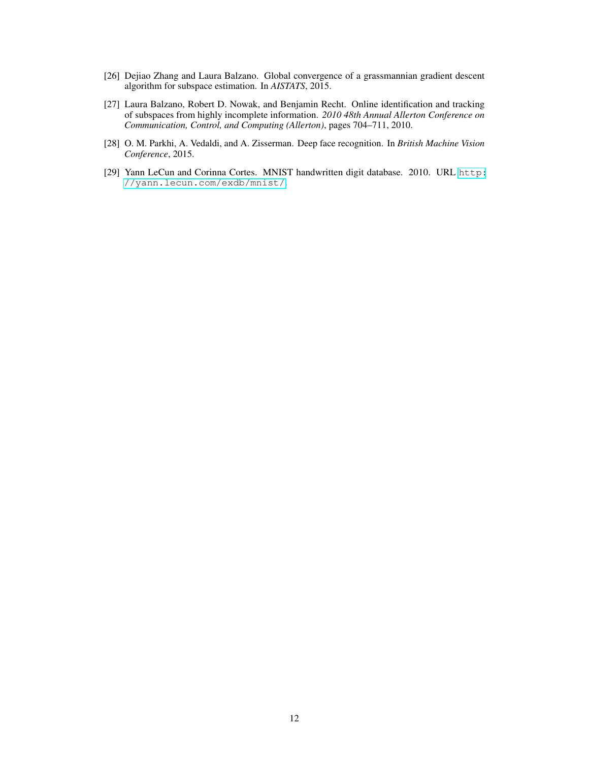[26] Dejiao Zhang and Laura Balzano. Global convergence of a grassmannian gradient descent algorithm for subspace estimation. In *AISTATS*, 2015.

[27] Laura Balzano, Robert D. Nowak, and Benjamin Recht. Online identification and tracking of subspaces from highly incomplete information. *2010 48th Annual Allerton Conference on Communication, Control, and Computing (Allerton)*, pages 704–711, 2010.

[28] O. M. Parkhi, A. Vedaldi, and A. Zisserman. Deep face recognition. In *British Machine Vision Conference*, 2015.

[29] Yann LeCun and Corinna Cortes. MNIST handwritten digit database. 2010. URL `http://yann.lecun.com/exdb/mnist/`.